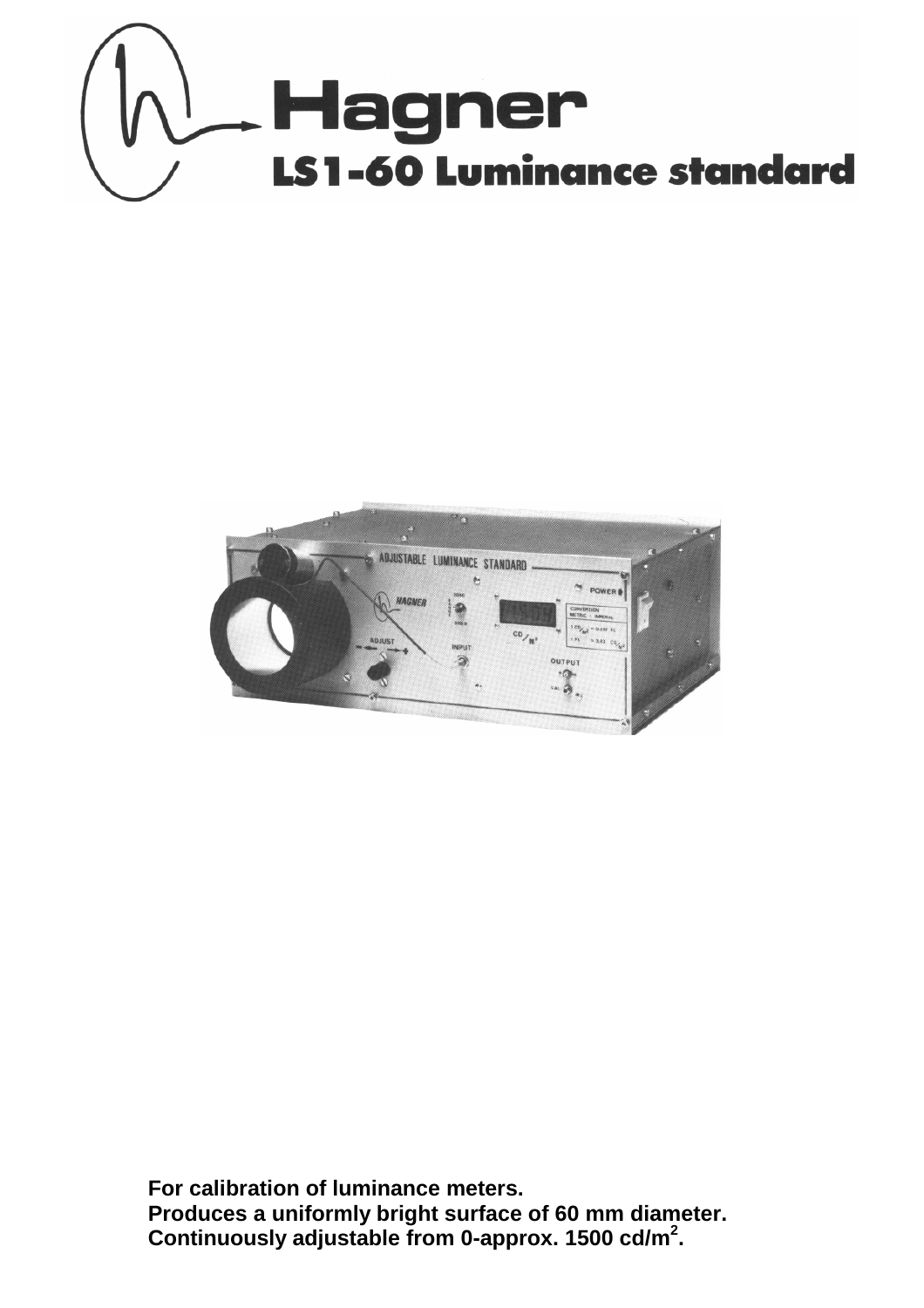# Hagner

## LS1-60 Luminance standard

**For calibration of luminance meters.**
**Produces a uniformly bright surface of 60 mm diameter.**
**Continuously adjustable from 0-approx. 1500 cd/m$^2$.**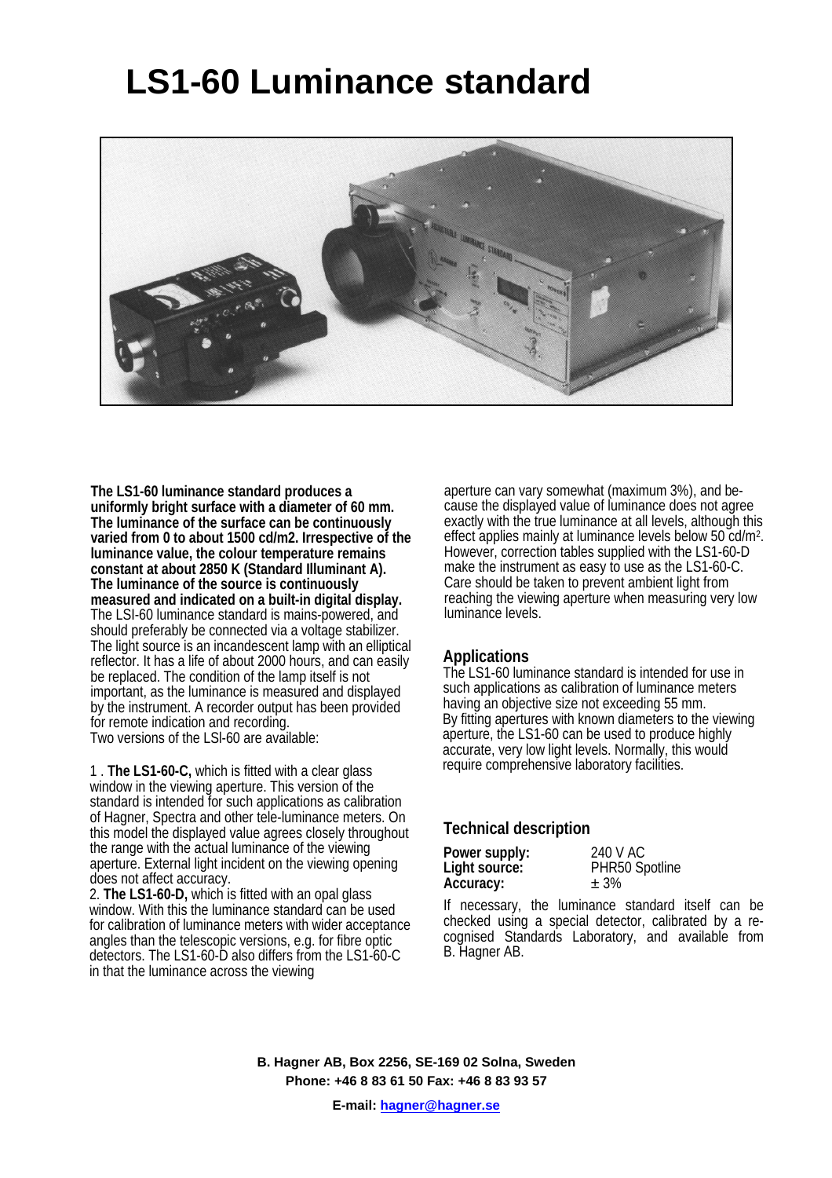# LS1-60 Luminance standard

**The LS1-60 luminance standard produces a uniformly bright surface with a diameter of 60 mm. The luminance of the surface can be continuously varied from 0 to about 1500 cd/m2. Irrespective of the luminance value, the colour temperature remains constant at about 2850 K (Standard Illuminant A). The luminance of the source is continuously measured and indicated on a built-in digital display.** The LSI-60 luminance standard is mains-powered, and should preferably be connected via a voltage stabilizer. The light source is an incandescent lamp with an elliptical reflector. It has a life of about 2000 hours, and can easily be replaced. The condition of the lamp itself is not important, as the luminance is measured and displayed by the instrument. A recorder output has been provided for remote indication and recording.
Two versions of the LSI-60 are available:

1 . **The LS1-60-C,** which is fitted with a clear glass window in the viewing aperture. This version of the standard is intended for such applications as calibration of Hagner, Spectra and other tele-luminance meters. On this model the displayed value agrees closely throughout the range with the actual luminance of the viewing aperture. External light incident on the viewing opening does not affect accuracy.
2. **The LS1-60-D,** which is fitted with an opal glass window. With this the luminance standard can be used for calibration of luminance meters with wider acceptance angles than the telescopic versions, e.g. for fibre optic detectors. The LS1-60-D also differs from the LS1-60-C in that the luminance across the viewing aperture can vary somewhat (maximum 3%), and be-cause the displayed value of luminance does not agree exactly with the true luminance at all levels, although this effect applies mainly at luminance levels below 50 cd/m$^2$. However, correction tables supplied with the LS1-60-D make the instrument as easy to use as the LS1-60-C. Care should be taken to prevent ambient light from reaching the viewing aperture when measuring very low luminance levels.

## Applications

The LS1-60 luminance standard is intended for use in such applications as calibration of luminance meters having an objective size not exceeding 55 mm.
By fitting apertures with known diameters to the viewing aperture, the LS1-60 can be used to produce highly accurate, very low light levels. Normally, this would require comprehensive laboratory facilities.

## Technical description

| | |
|---|---|
| **Power supply:** | 240 V AC |
| **Light source:** | PHR50 Spotline |
| **Accuracy:** | ± 3% |

If necessary, the luminance standard itself can be checked using a special detector, calibrated by a re-cognised Standards Laboratory, and available from B. Hagner AB.

**B. Hagner AB, Box 2256, SE-169 02 Solna, Sweden**
**Phone: +46 8 83 61 50 Fax: +46 8 83 93 57**
**E-mail: hagner@hagner.se**